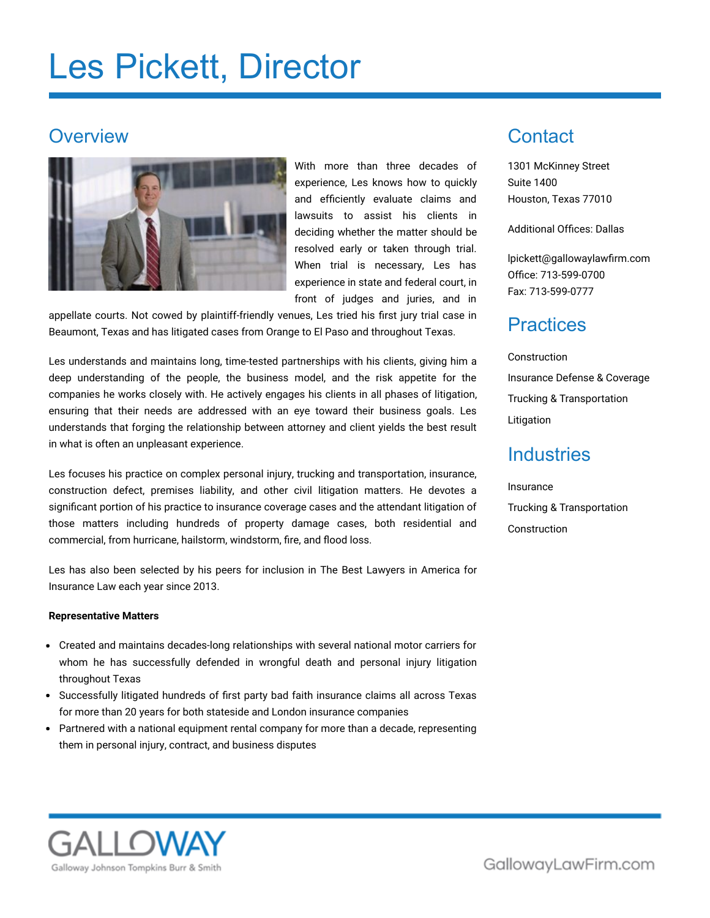# Les Pickett, Director

## Overview

With more than three decades of experience, Les knows how to quickly and efficiently evaluate claims and lawsuits to assist his clients in deciding whether the matter should be resolved early or taken through trial. When trial is necessary, Les has experience in state and federal court, in front of judges and juries, and in appellate courts. Not cowed by plaintiff-friendly venues, Les tried his first jury trial case in Beaumont, Texas and has litigated cases from Orange to El Paso and throughout Texas.

Les understands and maintains long, time-tested partnerships with his clients, giving him a deep understanding of the people, the business model, and the risk appetite for the companies he works closely with. He actively engages his clients in all phases of litigation, ensuring that their needs are addressed with an eye toward their business goals. Les understands that forging the relationship between attorney and client yields the best result in what is often an unpleasant experience.

Les focuses his practice on complex personal injury, trucking and transportation, insurance, construction defect, premises liability, and other civil litigation matters. He devotes a significant portion of his practice to insurance coverage cases and the attendant litigation of those matters including hundreds of property damage cases, both residential and commercial, from hurricane, hailstorm, windstorm, fire, and flood loss.

Les has also been selected by his peers for inclusion in The Best Lawyers in America for Insurance Law each year since 2013.

**Representative Matters**

- Created and maintains decades-long relationships with several national motor carriers for whom he has successfully defended in wrongful death and personal injury litigation throughout Texas
- Successfully litigated hundreds of first party bad faith insurance claims all across Texas for more than 20 years for both stateside and London insurance companies
- Partnered with a national equipment rental company for more than a decade, representing them in personal injury, contract, and business disputes

## Contact

1301 McKinney Street
Suite 1400
Houston, Texas 77010

Additional Offices: Dallas

lpickett@gallowaylawfirm.com
Office: 713-599-0700
Fax: 713-599-0777

## Practices

Construction

Insurance Defense & Coverage

Trucking & Transportation

Litigation

## Industries

Insurance

Trucking & Transportation

Construction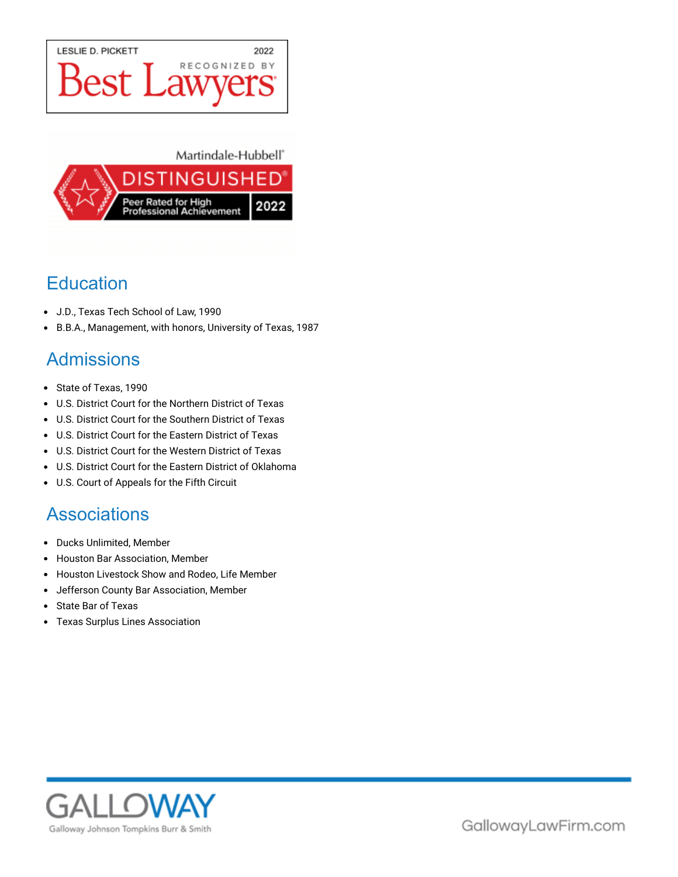LESLIE D. PICKETT 2022

RECOGNIZED BY Best Lawyers

Martindale-Hubbell DISTINGUISHED Peer Rated for High Professional Achievement 2022

## Education

- J.D., Texas Tech School of Law, 1990
- B.B.A., Management, with honors, University of Texas, 1987

## Admissions

- State of Texas, 1990
- U.S. District Court for the Northern District of Texas
- U.S. District Court for the Southern District of Texas
- U.S. District Court for the Eastern District of Texas
- U.S. District Court for the Western District of Texas
- U.S. District Court for the Eastern District of Oklahoma
- U.S. Court of Appeals for the Fifth Circuit

## Associations

- Ducks Unlimited, Member
- Houston Bar Association, Member
- Houston Livestock Show and Rodeo, Life Member
- Jefferson County Bar Association, Member
- State Bar of Texas
- Texas Surplus Lines Association